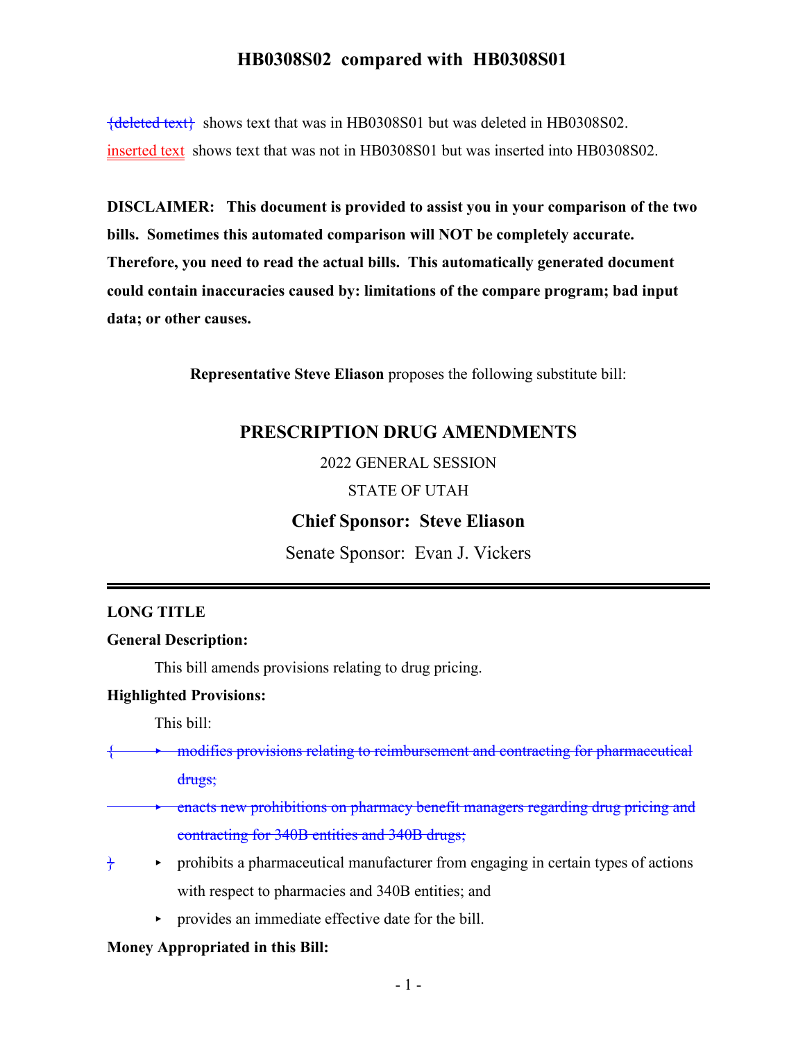# HB0308S02 compared with HB0308S01

{deleted text} shows text that was in HB0308S01 but was deleted in HB0308S02.

inserted text shows text that was not in HB0308S01 but was inserted into HB0308S02.

**DISCLAIMER: This document is provided to assist you in your comparison of the two bills. Sometimes this automated comparison will NOT be completely accurate. Therefore, you need to read the actual bills. This automatically generated document could contain inaccuracies caused by: limitations of the compare program; bad input data; or other causes.**

**Representative Steve Eliason** proposes the following substitute bill:

## PRESCRIPTION DRUG AMENDMENTS

2022 GENERAL SESSION

STATE OF UTAH

**Chief Sponsor: Steve Eliason**

Senate Sponsor: Evan J. Vickers

---

**LONG TITLE**

**General Description:**

This bill amends provisions relating to drug pricing.

**Highlighted Provisions:**

This bill:

{ ▸ modifies provisions relating to reimbursement and contracting for pharmaceutical drugs;

▸ enacts new prohibitions on pharmacy benefit managers regarding drug pricing and contracting for 340B entities and 340B drugs;

} ▸ prohibits a pharmaceutical manufacturer from engaging in certain types of actions with respect to pharmacies and 340B entities; and

▸ provides an immediate effective date for the bill.

**Money Appropriated in this Bill:**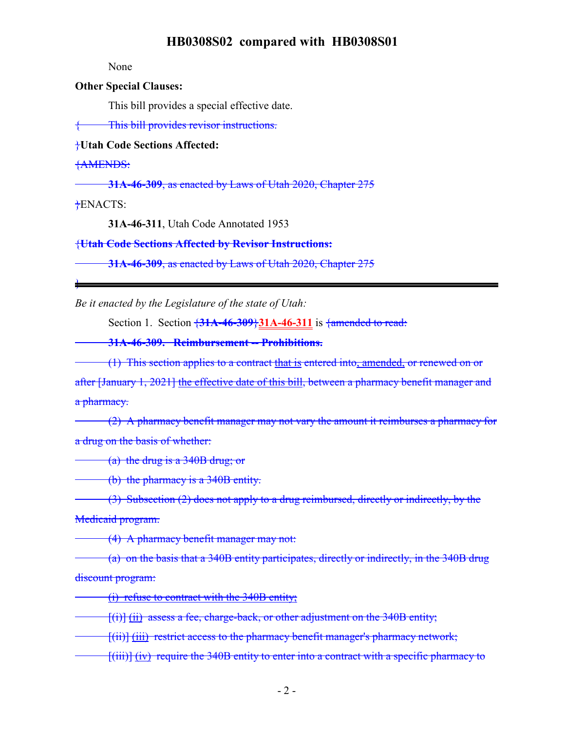None

**Other Special Clauses:**

This bill provides a special effective date.

{ This bill provides revisor instructions.

}**Utah Code Sections Affected:**

{AMENDS:

**31A-46-309**, as enacted by Laws of Utah 2020, Chapter 275

}ENACTS:

**31A-46-311**, Utah Code Annotated 1953

{**Utah Code Sections Affected by Revisor Instructions:**

**31A-46-309**, as enacted by Laws of Utah 2020, Chapter 275

}

---

*Be it enacted by the Legislature of the state of Utah:*

Section 1. Section {**31A-46-309**}**31A-46-311** is {amended to read:

**31A-46-309. Reimbursement -- Prohibitions.**

(1) This section applies to a contract that is entered into, amended, or renewed on or after [January 1, 2021] the effective date of this bill, between a pharmacy benefit manager and a pharmacy.

(2) A pharmacy benefit manager may not vary the amount it reimburses a pharmacy for a drug on the basis of whether:

(a) the drug is a 340B drug; or

(b) the pharmacy is a 340B entity.

(3) Subsection (2) does not apply to a drug reimbursed, directly or indirectly, by the Medicaid program.

(4) A pharmacy benefit manager may not:

(a) on the basis that a 340B entity participates, directly or indirectly, in the 340B drug discount program:

(i) refuse to contract with the 340B entity;

[(i)] (ii) assess a fee, charge-back, or other adjustment on the 340B entity;

[(ii)] (iii) restrict access to the pharmacy benefit manager's pharmacy network;

[(iii)] (iv) require the 340B entity to enter into a contract with a specific pharmacy to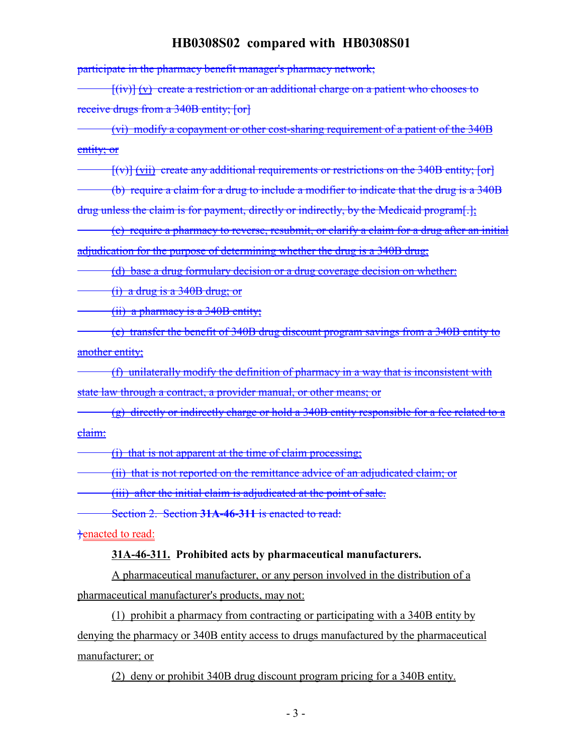~~participate in the pharmacy benefit manager's pharmacy network;~~

~~[(iv)] (v) create a restriction or an additional charge on a patient who chooses to receive drugs from a 340B entity; [or]~~

~~(vi) modify a copayment or other cost-sharing requirement of a patient of the 340B entity; or~~

~~[(v)] (vii) create any additional requirements or restrictions on the 340B entity; [or]~~

~~(b) require a claim for a drug to include a modifier to indicate that the drug is a 340B drug unless the claim is for payment, directly or indirectly, by the Medicaid program[.];~~

~~(c) require a pharmacy to reverse, resubmit, or clarify a claim for a drug after an initial adjudication for the purpose of determining whether the drug is a 340B drug;~~

~~(d) base a drug formulary decision or a drug coverage decision on whether:~~

~~(i) a drug is a 340B drug; or~~

~~(ii) a pharmacy is a 340B entity;~~

~~(e) transfer the benefit of 340B drug discount program savings from a 340B entity to another entity;~~

~~(f) unilaterally modify the definition of pharmacy in a way that is inconsistent with state law through a contract, a provider manual, or other means; or~~

~~(g) directly or indirectly charge or hold a 340B entity responsible for a fee related to a claim:~~

~~(i) that is not apparent at the time of claim processing;~~

~~(ii) that is not reported on the remittance advice of an adjudicated claim; or~~

~~(iii) after the initial claim is adjudicated at the point of sale.~~

~~Section 2. Section **31A-46-311** is enacted to read:~~

~~}~~enacted to read:

**31A-46-311. Prohibited acts by pharmaceutical manufacturers.**

A pharmaceutical manufacturer, or any person involved in the distribution of a pharmaceutical manufacturer's products, may not:

(1) prohibit a pharmacy from contracting or participating with a 340B entity by denying the pharmacy or 340B entity access to drugs manufactured by the pharmaceutical manufacturer; or

(2) deny or prohibit 340B drug discount program pricing for a 340B entity.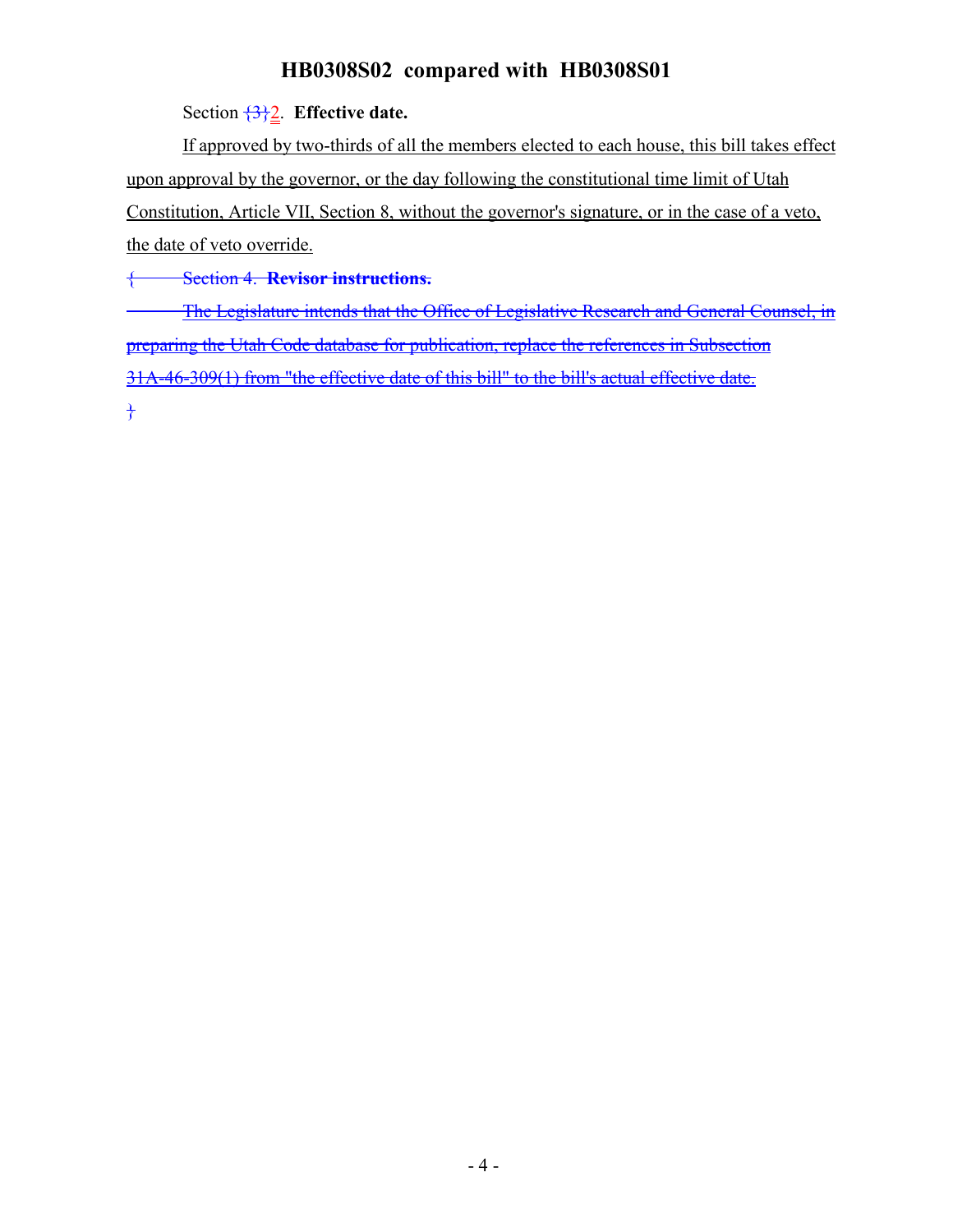Section {3}2. **Effective date.**

If approved by two-thirds of all the members elected to each house, this bill takes effect upon approval by the governor, or the day following the constitutional time limit of Utah Constitution, Article VII, Section 8, without the governor's signature, or in the case of a veto, the date of veto override.

{ Section 4. **Revisor instructions.**

The Legislature intends that the Office of Legislative Research and General Counsel, in preparing the Utah Code database for publication, replace the references in Subsection 31A-46-309(1) from "the effective date of this bill" to the bill's actual effective date.

}